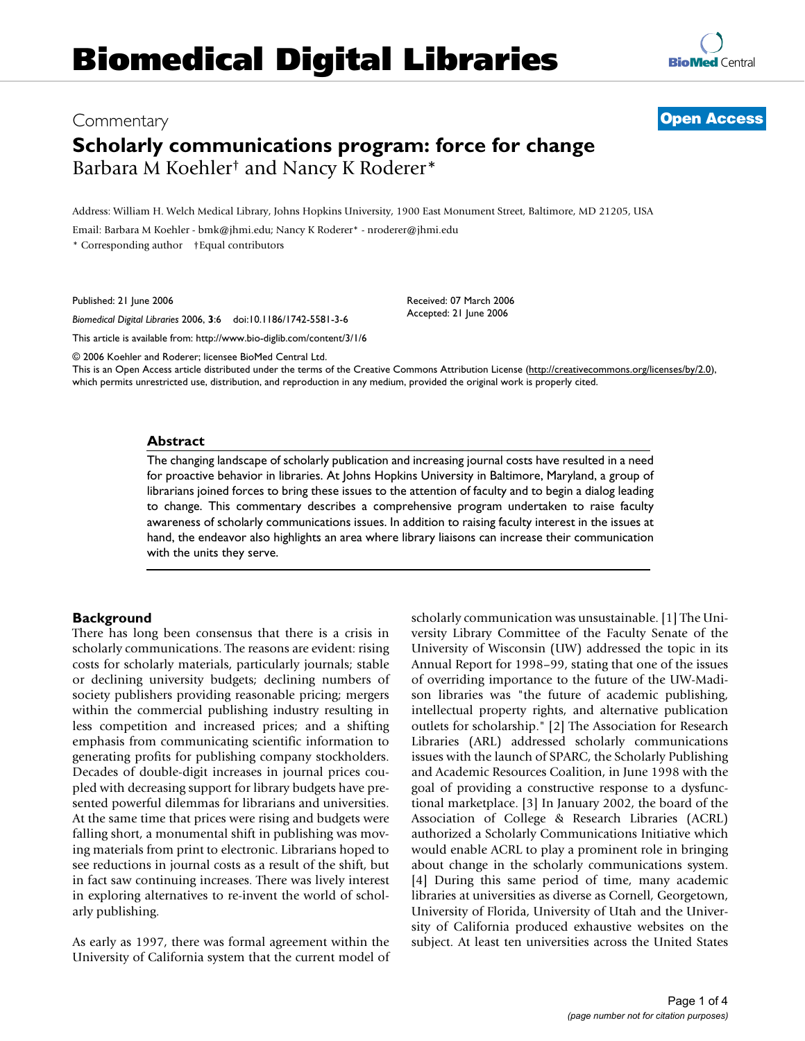# Biomedical Digital Libraries

Commentary

**Open Access**

## Scholarly communications program: force for change

Barbara M Koehler† and Nancy K Roderer*

Address: William H. Welch Medical Library, Johns Hopkins University, 1900 East Monument Street, Baltimore, MD 21205, USA

Email: Barbara M Koehler - bmk@jhmi.edu; Nancy K Roderer* - nroderer@jhmi.edu

\* Corresponding author †Equal contributors

Published: 21 June 2006

*Biomedical Digital Libraries* 2006, **3**:6 doi:10.1186/1742-5581-3-6

Received: 07 March 2006

Accepted: 21 June 2006

This article is available from: http://www.bio-diglib.com/content/3/1/6

© 2006 Koehler and Roderer; licensee BioMed Central Ltd.

This is an Open Access article distributed under the terms of the Creative Commons Attribution License (http://creativecommons.org/licenses/by/2.0), which permits unrestricted use, distribution, and reproduction in any medium, provided the original work is properly cited.

### Abstract

The changing landscape of scholarly publication and increasing journal costs have resulted in a need for proactive behavior in libraries. At Johns Hopkins University in Baltimore, Maryland, a group of librarians joined forces to bring these issues to the attention of faculty and to begin a dialog leading to change. This commentary describes a comprehensive program undertaken to raise faculty awareness of scholarly communications issues. In addition to raising faculty interest in the issues at hand, the endeavor also highlights an area where library liaisons can increase their communication with the units they serve.

### Background

There has long been consensus that there is a crisis in scholarly communications. The reasons are evident: rising costs for scholarly materials, particularly journals; stable or declining university budgets; declining numbers of society publishers providing reasonable pricing; mergers within the commercial publishing industry resulting in less competition and increased prices; and a shifting emphasis from communicating scientific information to generating profits for publishing company stockholders. Decades of double-digit increases in journal prices coupled with decreasing support for library budgets have presented powerful dilemmas for librarians and universities. At the same time that prices were rising and budgets were falling short, a monumental shift in publishing was moving materials from print to electronic. Librarians hoped to see reductions in journal costs as a result of the shift, but in fact saw continuing increases. There was lively interest in exploring alternatives to re-invent the world of scholarly publishing.

As early as 1997, there was formal agreement within the University of California system that the current model of scholarly communication was unsustainable. [1] The University Library Committee of the Faculty Senate of the University of Wisconsin (UW) addressed the topic in its Annual Report for 1998–99, stating that one of the issues of overriding importance to the future of the UW-Madison libraries was "the future of academic publishing, intellectual property rights, and alternative publication outlets for scholarship." [2] The Association for Research Libraries (ARL) addressed scholarly communications issues with the launch of SPARC, the Scholarly Publishing and Academic Resources Coalition, in June 1998 with the goal of providing a constructive response to a dysfunctional marketplace. [3] In January 2002, the board of the Association of College & Research Libraries (ACRL) authorized a Scholarly Communications Initiative which would enable ACRL to play a prominent role in bringing about change in the scholarly communications system. [4] During this same period of time, many academic libraries at universities as diverse as Cornell, Georgetown, University of Florida, University of Utah and the University of California produced exhaustive websites on the subject. At least ten universities across the United States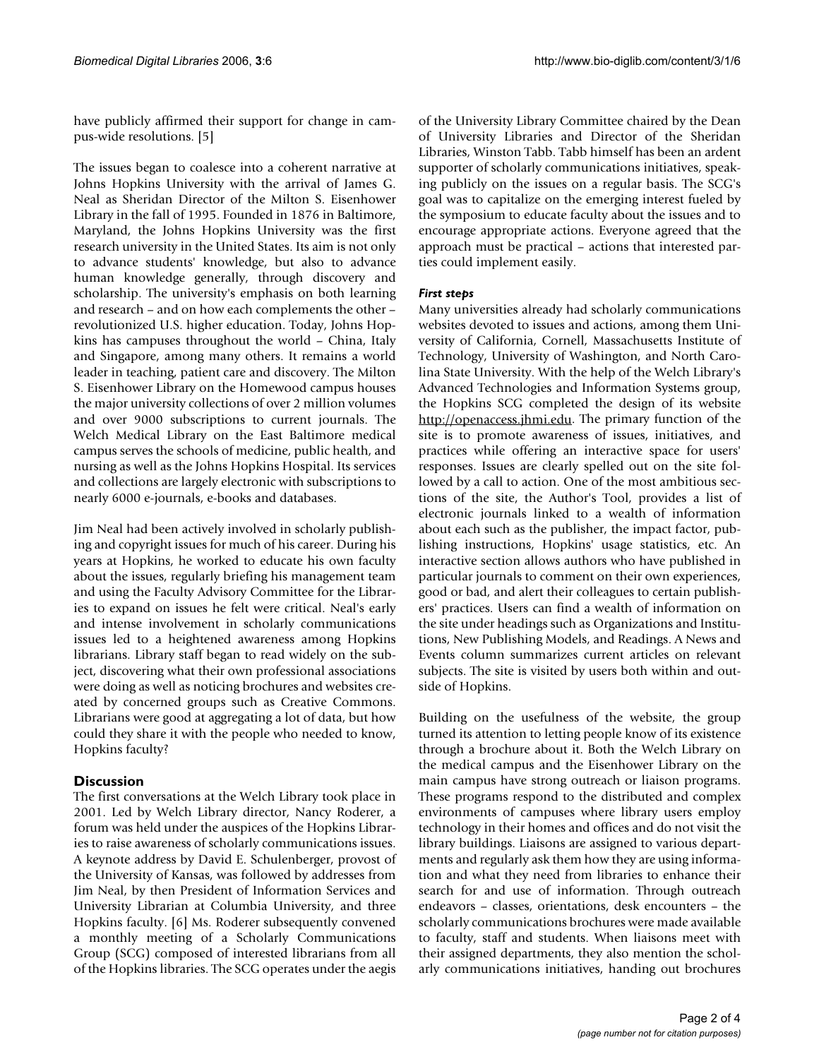have publicly affirmed their support for change in campus-wide resolutions. [5]

The issues began to coalesce into a coherent narrative at Johns Hopkins University with the arrival of James G. Neal as Sheridan Director of the Milton S. Eisenhower Library in the fall of 1995. Founded in 1876 in Baltimore, Maryland, the Johns Hopkins University was the first research university in the United States. Its aim is not only to advance students' knowledge, but also to advance human knowledge generally, through discovery and scholarship. The university's emphasis on both learning and research – and on how each complements the other – revolutionized U.S. higher education. Today, Johns Hopkins has campuses throughout the world – China, Italy and Singapore, among many others. It remains a world leader in teaching, patient care and discovery. The Milton S. Eisenhower Library on the Homewood campus houses the major university collections of over 2 million volumes and over 9000 subscriptions to current journals. The Welch Medical Library on the East Baltimore medical campus serves the schools of medicine, public health, and nursing as well as the Johns Hopkins Hospital. Its services and collections are largely electronic with subscriptions to nearly 6000 e-journals, e-books and databases.

Jim Neal had been actively involved in scholarly publishing and copyright issues for much of his career. During his years at Hopkins, he worked to educate his own faculty about the issues, regularly briefing his management team and using the Faculty Advisory Committee for the Libraries to expand on issues he felt were critical. Neal's early and intense involvement in scholarly communications issues led to a heightened awareness among Hopkins librarians. Library staff began to read widely on the subject, discovering what their own professional associations were doing as well as noticing brochures and websites created by concerned groups such as Creative Commons. Librarians were good at aggregating a lot of data, but how could they share it with the people who needed to know, Hopkins faculty?

## Discussion

The first conversations at the Welch Library took place in 2001. Led by Welch Library director, Nancy Roderer, a forum was held under the auspices of the Hopkins Libraries to raise awareness of scholarly communications issues. A keynote address by David E. Schulenberger, provost of the University of Kansas, was followed by addresses from Jim Neal, by then President of Information Services and University Librarian at Columbia University, and three Hopkins faculty. [6] Ms. Roderer subsequently convened a monthly meeting of a Scholarly Communications Group (SCG) composed of interested librarians from all of the Hopkins libraries. The SCG operates under the aegis of the University Library Committee chaired by the Dean of University Libraries and Director of the Sheridan Libraries, Winston Tabb. Tabb himself has been an ardent supporter of scholarly communications initiatives, speaking publicly on the issues on a regular basis. The SCG's goal was to capitalize on the emerging interest fueled by the symposium to educate faculty about the issues and to encourage appropriate actions. Everyone agreed that the approach must be practical – actions that interested parties could implement easily.

### *First steps*

Many universities already had scholarly communications websites devoted to issues and actions, among them University of California, Cornell, Massachusetts Institute of Technology, University of Washington, and North Carolina State University. With the help of the Welch Library's Advanced Technologies and Information Systems group, the Hopkins SCG completed the design of its website http://openaccess.jhmi.edu. The primary function of the site is to promote awareness of issues, initiatives, and practices while offering an interactive space for users' responses. Issues are clearly spelled out on the site followed by a call to action. One of the most ambitious sections of the site, the Author's Tool, provides a list of electronic journals linked to a wealth of information about each such as the publisher, the impact factor, publishing instructions, Hopkins' usage statistics, etc. An interactive section allows authors who have published in particular journals to comment on their own experiences, good or bad, and alert their colleagues to certain publishers' practices. Users can find a wealth of information on the site under headings such as Organizations and Institutions, New Publishing Models, and Readings. A News and Events column summarizes current articles on relevant subjects. The site is visited by users both within and outside of Hopkins.

Building on the usefulness of the website, the group turned its attention to letting people know of its existence through a brochure about it. Both the Welch Library on the medical campus and the Eisenhower Library on the main campus have strong outreach or liaison programs. These programs respond to the distributed and complex environments of campuses where library users employ technology in their homes and offices and do not visit the library buildings. Liaisons are assigned to various departments and regularly ask them how they are using information and what they need from libraries to enhance their search for and use of information. Through outreach endeavors – classes, orientations, desk encounters – the scholarly communications brochures were made available to faculty, staff and students. When liaisons meet with their assigned departments, they also mention the scholarly communications initiatives, handing out brochures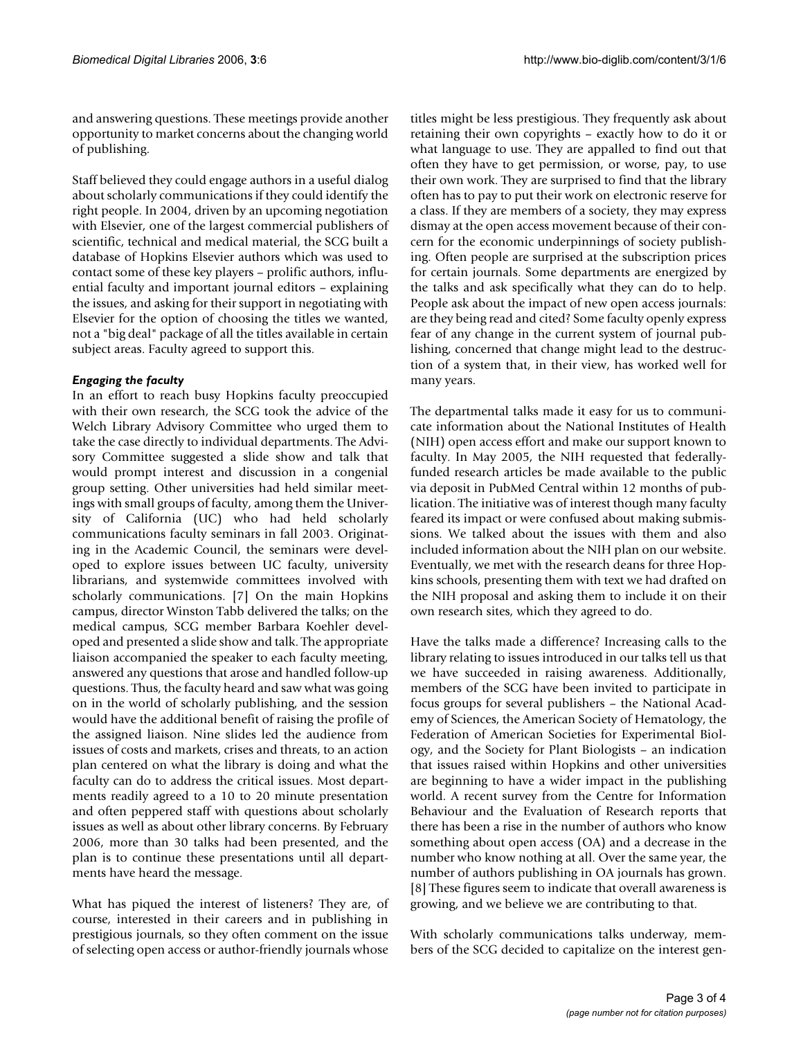and answering questions. These meetings provide another opportunity to market concerns about the changing world of publishing.

Staff believed they could engage authors in a useful dialog about scholarly communications if they could identify the right people. In 2004, driven by an upcoming negotiation with Elsevier, one of the largest commercial publishers of scientific, technical and medical material, the SCG built a database of Hopkins Elsevier authors which was used to contact some of these key players – prolific authors, influential faculty and important journal editors – explaining the issues, and asking for their support in negotiating with Elsevier for the option of choosing the titles we wanted, not a "big deal" package of all the titles available in certain subject areas. Faculty agreed to support this.

### *Engaging the faculty*

In an effort to reach busy Hopkins faculty preoccupied with their own research, the SCG took the advice of the Welch Library Advisory Committee who urged them to take the case directly to individual departments. The Advisory Committee suggested a slide show and talk that would prompt interest and discussion in a congenial group setting. Other universities had held similar meetings with small groups of faculty, among them the University of California (UC) who had held scholarly communications faculty seminars in fall 2003. Originating in the Academic Council, the seminars were developed to explore issues between UC faculty, university librarians, and systemwide committees involved with scholarly communications. [7] On the main Hopkins campus, director Winston Tabb delivered the talks; on the medical campus, SCG member Barbara Koehler developed and presented a slide show and talk. The appropriate liaison accompanied the speaker to each faculty meeting, answered any questions that arose and handled follow-up questions. Thus, the faculty heard and saw what was going on in the world of scholarly publishing, and the session would have the additional benefit of raising the profile of the assigned liaison. Nine slides led the audience from issues of costs and markets, crises and threats, to an action plan centered on what the library is doing and what the faculty can do to address the critical issues. Most departments readily agreed to a 10 to 20 minute presentation and often peppered staff with questions about scholarly issues as well as about other library concerns. By February 2006, more than 30 talks had been presented, and the plan is to continue these presentations until all departments have heard the message.

What has piqued the interest of listeners? They are, of course, interested in their careers and in publishing in prestigious journals, so they often comment on the issue of selecting open access or author-friendly journals whose titles might be less prestigious. They frequently ask about retaining their own copyrights – exactly how to do it or what language to use. They are appalled to find out that often they have to get permission, or worse, pay, to use their own work. They are surprised to find that the library often has to pay to put their work on electronic reserve for a class. If they are members of a society, they may express dismay at the open access movement because of their concern for the economic underpinnings of society publishing. Often people are surprised at the subscription prices for certain journals. Some departments are energized by the talks and ask specifically what they can do to help. People ask about the impact of new open access journals: are they being read and cited? Some faculty openly express fear of any change in the current system of journal publishing, concerned that change might lead to the destruction of a system that, in their view, has worked well for many years.

The departmental talks made it easy for us to communicate information about the National Institutes of Health (NIH) open access effort and make our support known to faculty. In May 2005, the NIH requested that federally-funded research articles be made available to the public via deposit in PubMed Central within 12 months of publication. The initiative was of interest though many faculty feared its impact or were confused about making submissions. We talked about the issues with them and also included information about the NIH plan on our website. Eventually, we met with the research deans for three Hopkins schools, presenting them with text we had drafted on the NIH proposal and asking them to include it on their own research sites, which they agreed to do.

Have the talks made a difference? Increasing calls to the library relating to issues introduced in our talks tell us that we have succeeded in raising awareness. Additionally, members of the SCG have been invited to participate in focus groups for several publishers – the National Academy of Sciences, the American Society of Hematology, the Federation of American Societies for Experimental Biology, and the Society for Plant Biologists – an indication that issues raised within Hopkins and other universities are beginning to have a wider impact in the publishing world. A recent survey from the Centre for Information Behaviour and the Evaluation of Research reports that there has been a rise in the number of authors who know something about open access (OA) and a decrease in the number who know nothing at all. Over the same year, the number of authors publishing in OA journals has grown. [8] These figures seem to indicate that overall awareness is growing, and we believe we are contributing to that.

With scholarly communications talks underway, members of the SCG decided to capitalize on the interest gen-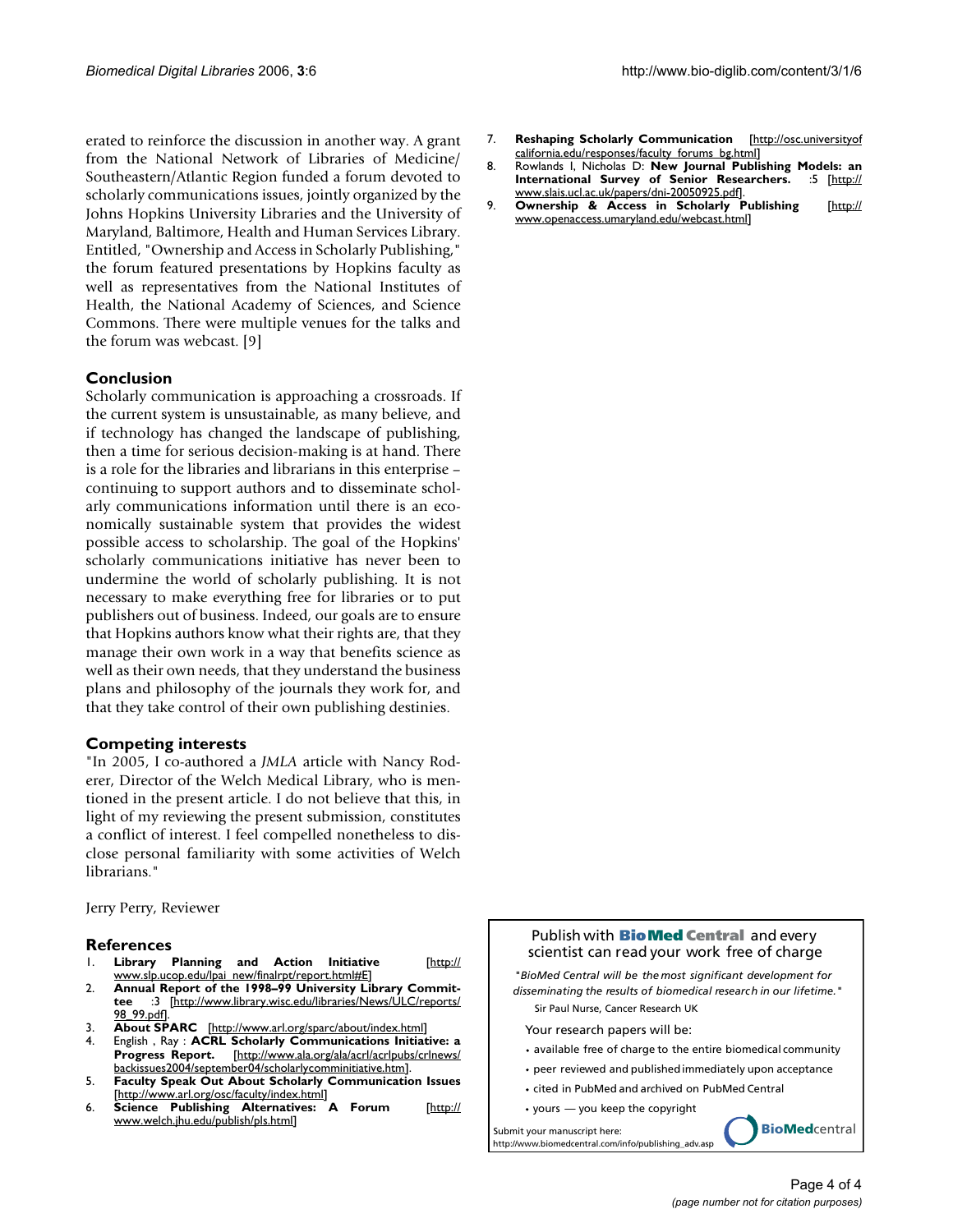erated to reinforce the discussion in another way. A grant from the National Network of Libraries of Medicine/ Southeastern/Atlantic Region funded a forum devoted to scholarly communications issues, jointly organized by the Johns Hopkins University Libraries and the University of Maryland, Baltimore, Health and Human Services Library. Entitled, "Ownership and Access in Scholarly Publishing," the forum featured presentations by Hopkins faculty as well as representatives from the National Institutes of Health, the National Academy of Sciences, and Science Commons. There were multiple venues for the talks and the forum was webcast. [9]

## Conclusion

Scholarly communication is approaching a crossroads. If the current system is unsustainable, as many believe, and if technology has changed the landscape of publishing, then a time for serious decision-making is at hand. There is a role for the libraries and librarians in this enterprise – continuing to support authors and to disseminate scholarly communications information until there is an economically sustainable system that provides the widest possible access to scholarship. The goal of the Hopkins' scholarly communications initiative has never been to undermine the world of scholarly publishing. It is not necessary to make everything free for libraries or to put publishers out of business. Indeed, our goals are to ensure that Hopkins authors know what their rights are, that they manage their own work in a way that benefits science as well as their own needs, that they understand the business plans and philosophy of the journals they work for, and that they take control of their own publishing destinies.

## Competing interests

"In 2005, I co-authored a *JMLA* article with Nancy Roderer, Director of the Welch Medical Library, who is mentioned in the present article. I do not believe that this, in light of my reviewing the present submission, constitutes a conflict of interest. I feel compelled nonetheless to disclose personal familiarity with some activities of Welch librarians."

Jerry Perry, Reviewer

## References

1. **Library Planning and Action Initiative** [http://www.slp.ucop.edu/lpai_new/finalrpt/report.html#E]
2. **Annual Report of the 1998–99 University Library Committee** :3 [http://www.library.wisc.edu/libraries/News/ULC/reports/98_99.pdf].
3. **About SPARC** [http://www.arl.org/sparc/about/index.html]
4. English , Ray : **ACRL Scholarly Communications Initiative: a Progress Report.** [http://www.ala.org/ala/acrl/acrlpubs/crlnews/backissues2004/september04/scholarlycomminitiative.htm].
5. **Faculty Speak Out About Scholarly Communication Issues** [http://www.arl.org/osc/faculty/index.html]
6. **Science Publishing Alternatives: A Forum** [http://www.welch.jhu.edu/publish/pls.html]
7. **Reshaping Scholarly Communication** [http://osc.universityofcalifornia.edu/responses/faculty_forums_bg.html]
8. Rowlands I, Nicholas D: **New Journal Publishing Models: an International Survey of Senior Researchers.** :5 [http://www.slais.ucl.ac.uk/papers/dni-20050925.pdf].
9. **Ownership & Access in Scholarly Publishing** [http://www.openaccess.umaryland.edu/webcast.html]

Publish with **BioMed Central** and every scientist can read your work free of charge

*"BioMed Central will be the most significant development for disseminating the results of biomedical research in our lifetime."*

Sir Paul Nurse, Cancer Research UK

Your research papers will be:

- available free of charge to the entire biomedical community
- peer reviewed and published immediately upon acceptance
- cited in PubMed and archived on PubMed Central
- yours — you keep the copyright

Submit your manuscript here:
http://www.biomedcentral.com/info/publishing_adv.asp

**BioMed**central